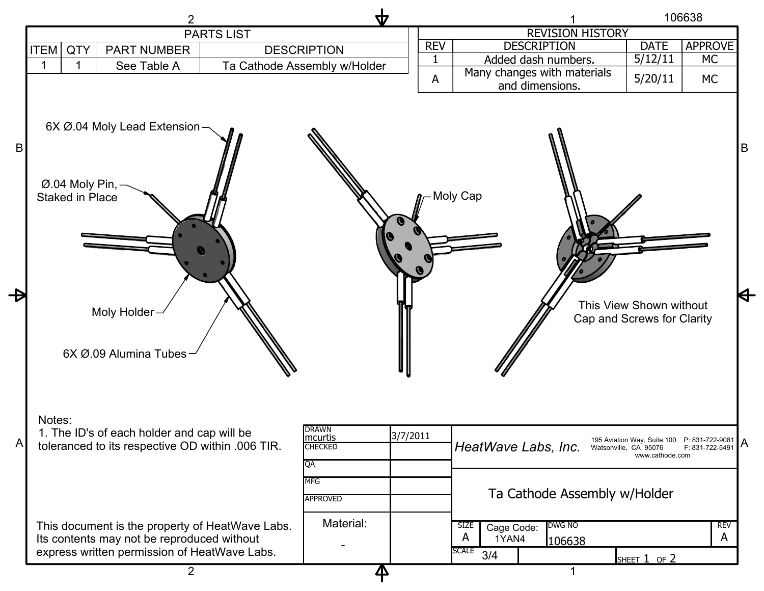| PARTS LIST | | | |
|---|---|---|---|
| ITEM | QTY | PART NUMBER | DESCRIPTION |
| 1 | 1 | See Table A | Ta Cathode Assembly w/Holder |

| REVISION HISTORY | | | |
|---|---|---|---|
| REV | DESCRIPTION | DATE | APPROVE |
| 1 | Added dash numbers. | 5/12/11 | MC |
| A | Many changes with materials and dimensions. | 5/20/11 | MC |

6X Ø.04 Moly Lead Extension

Ø.04 Moly Pin, Staked in Place

Moly Holder

6X Ø.09 Alumina Tubes

Moly Cap

This View Shown without Cap and Screws for Clarity

Notes:

1. The ID's of each holder and cap will be toleranced to its respective OD within .006 TIR.

This document is the property of HeatWave Labs. Its contents may not be reproduced without express written permission of HeatWave Labs.

| | | |
|---|---|---|
| DRAWN mcurtis | 3/7/2011 | |
| CHECKED | | |
| QA | | |
| MFG | | |
| APPROVED | | |
| Material: - | | |

*HeatWave Labs, Inc.* 195 Aviation Way, Suite 100, Watsonville, CA 95076, P: 831-722-9081, F: 831-722-5491, www.cathode.com

Ta Cathode Assembly w/Holder

| SIZE | Cage Code: | DWG NO | REV |
|---|---|---|---|
| A | 1YAN4 | 106638 | A |
| SCALE 3/4 | | SHEET 1 OF 2 | |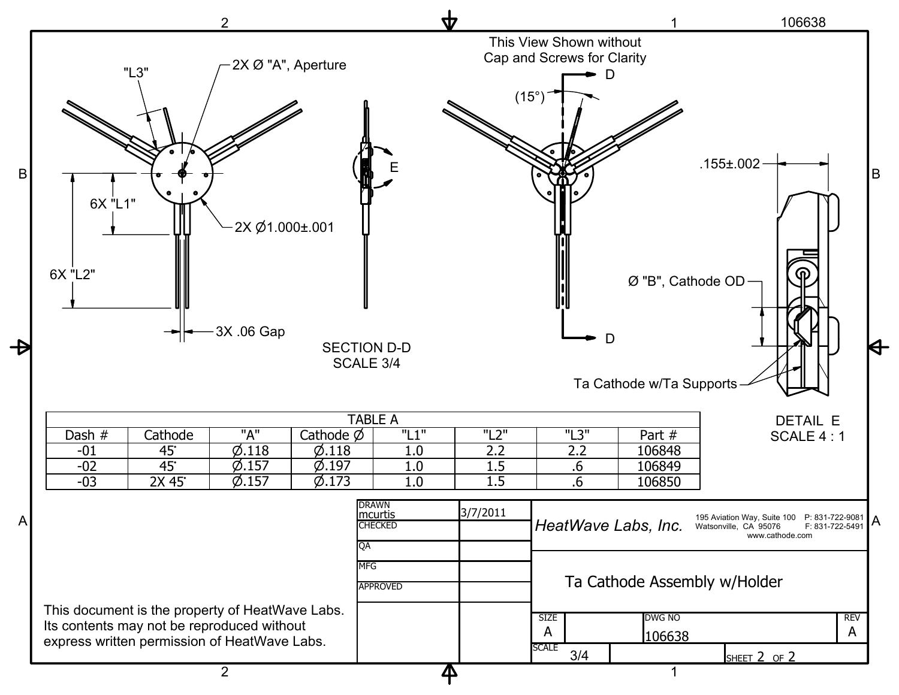106638

"L3"

2X Ø "A", Aperture

6X "L1"

6X "L2"

2X Ø1.000±.001

3X .06 Gap

E

SECTION D-D
SCALE 3/4

This View Shown without
Cap and Screws for Clarity

(15°)

D

D

.155±.002

Ø "B", Cathode OD

Ta Cathode w/Ta Supports

DETAIL E
SCALE 4 : 1

TABLE A

| Dash # | Cathode | "A" | Cathode Ø | "L1" | "L2" | "L3" | Part # |
|---|---|---|---|---|---|---|---|
| -01 | 45° | Ø.118 | Ø.118 | 1.0 | 2.2 | 2.2 | 106848 |
| -02 | 45° | Ø.157 | Ø.197 | 1.0 | 1.5 | .6 | 106849 |
| -03 | 2X 45° | Ø.157 | Ø.173 | 1.0 | 1.5 | .6 | 106850 |

| | | |
|---|---|---|
| DRAWN mcurtis | 3/7/2011 | |
| CHECKED | | |
| QA | | |
| MFG | | |
| APPROVED | | |

*HeatWave Labs, Inc.*
195 Aviation Way, Suite 100 Watsonville, CA 95076
P: 831-722-9081 F: 831-722-5491
www.cathode.com

Ta Cathode Assembly w/Holder

| SIZE | DWG NO | REV |
|---|---|---|
| A | 106638 | A |

SCALE 3/4

This document is the property of HeatWave Labs. Its contents may not be reproduced without express written permission of HeatWave Labs.